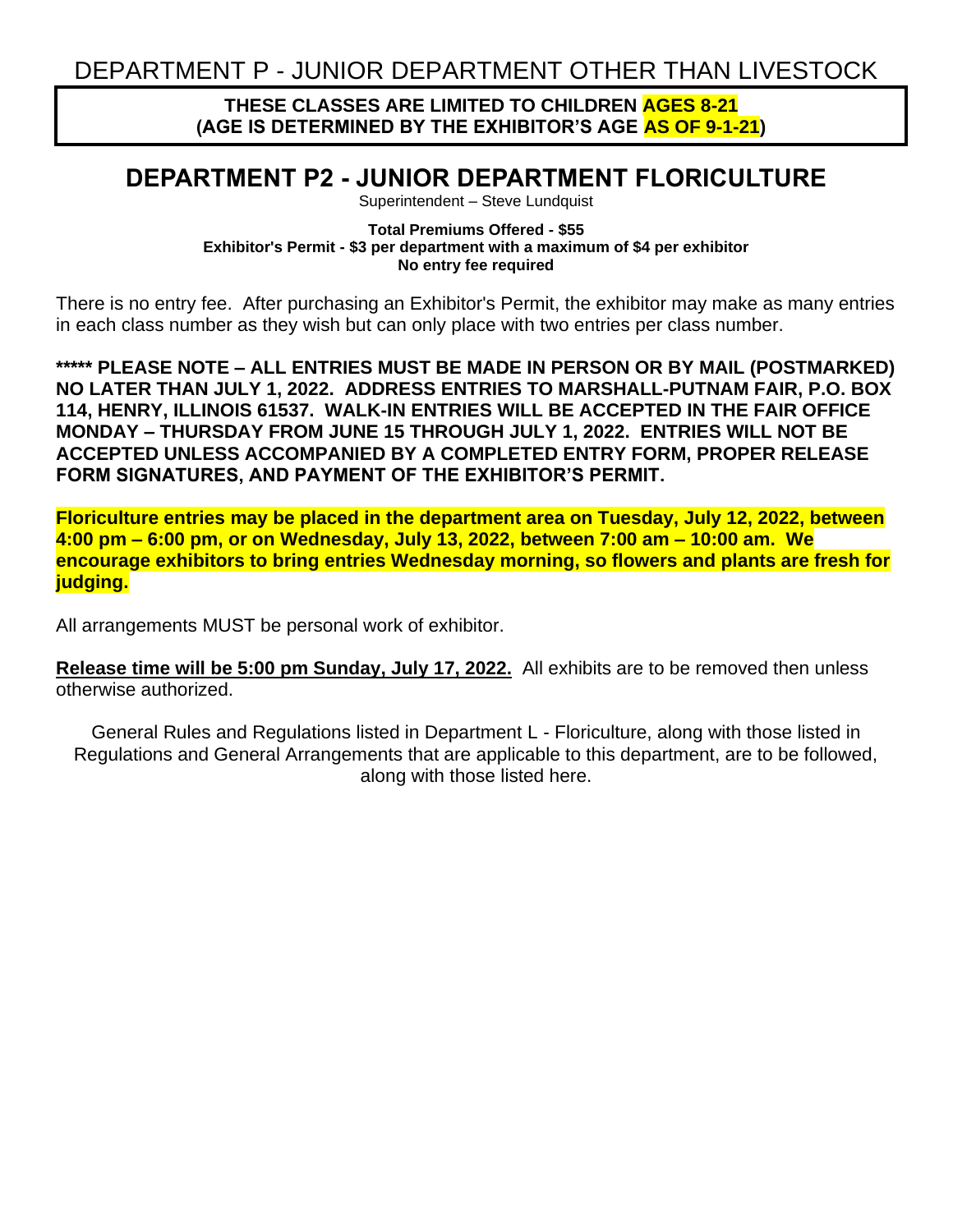# DEPARTMENT P - JUNIOR DEPARTMENT OTHER THAN LIVESTOCK

**THESE CLASSES ARE LIMITED TO CHILDREN AGES 8-21**
**(AGE IS DETERMINED BY THE EXHIBITOR'S AGE AS OF 9-1-21)**

## DEPARTMENT P2 - JUNIOR DEPARTMENT FLORICULTURE

Superintendent – Steve Lundquist

**Total Premiums Offered - $55**
**Exhibitor's Permit - $3 per department with a maximum of $4 per exhibitor**
**No entry fee required**

There is no entry fee. After purchasing an Exhibitor's Permit, the exhibitor may make as many entries in each class number as they wish but can only place with two entries per class number.

**\*\*\*\*\* PLEASE NOTE – ALL ENTRIES MUST BE MADE IN PERSON OR BY MAIL (POSTMARKED) NO LATER THAN JULY 1, 2022. ADDRESS ENTRIES TO MARSHALL-PUTNAM FAIR, P.O. BOX 114, HENRY, ILLINOIS 61537. WALK-IN ENTRIES WILL BE ACCEPTED IN THE FAIR OFFICE MONDAY – THURSDAY FROM JUNE 15 THROUGH JULY 1, 2022. ENTRIES WILL NOT BE ACCEPTED UNLESS ACCOMPANIED BY A COMPLETED ENTRY FORM, PROPER RELEASE FORM SIGNATURES, AND PAYMENT OF THE EXHIBITOR'S PERMIT.**

**Floriculture entries may be placed in the department area on Tuesday, July 12, 2022, between 4:00 pm – 6:00 pm, or on Wednesday, July 13, 2022, between 7:00 am – 10:00 am. We encourage exhibitors to bring entries Wednesday morning, so flowers and plants are fresh for judging.**

All arrangements MUST be personal work of exhibitor.

**Release time will be 5:00 pm Sunday, July 17, 2022.** All exhibits are to be removed then unless otherwise authorized.

General Rules and Regulations listed in Department L - Floriculture, along with those listed in Regulations and General Arrangements that are applicable to this department, are to be followed, along with those listed here.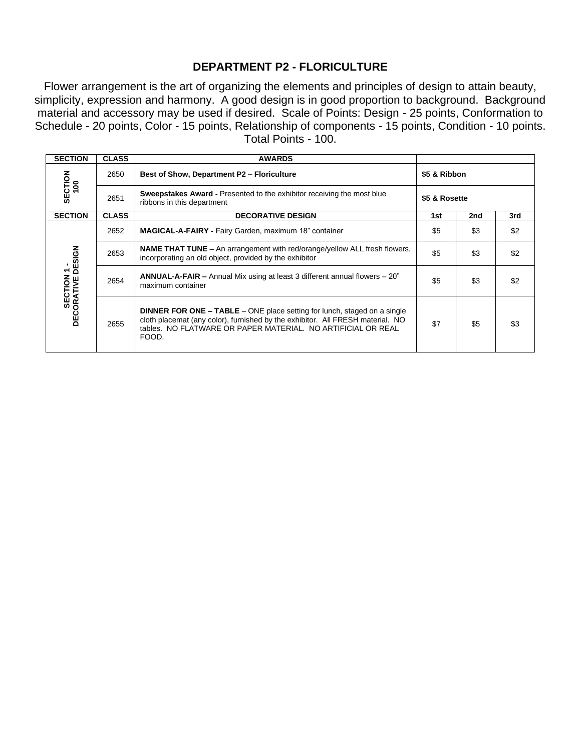## DEPARTMENT P2 - FLORICULTURE

Flower arrangement is the art of organizing the elements and principles of design to attain beauty, simplicity, expression and harmony. A good design is in good proportion to background. Background material and accessory may be used if desired. Scale of Points: Design - 25 points, Conformation to Schedule - 20 points, Color - 15 points, Relationship of components - 15 points, Condition - 10 points. Total Points - 100.

| SECTION | CLASS | AWARDS | | | |
|---|---|---|---|---|---|
| SECTION 100 | 2650 | **Best of Show, Department P2 – Floriculture** | **$5 & Ribbon** | | |
| | 2651 | **Sweepstakes Award -** Presented to the exhibitor receiving the most blue ribbons in this department | **$5 & Rosette** | | |
| **SECTION** | **CLASS** | **DECORATIVE DESIGN** | **1st** | **2nd** | **3rd** |
| SECTION 1 - DECORATIVE DESIGN | 2652 | **MAGICAL-A-FAIRY -** Fairy Garden, maximum 18" container | $5 | $3 | $2 |
| | 2653 | **NAME THAT TUNE –** An arrangement with red/orange/yellow ALL fresh flowers, incorporating an old object, provided by the exhibitor | $5 | $3 | $2 |
| | 2654 | **ANNUAL-A-FAIR –** Annual Mix using at least 3 different annual flowers – 20" maximum container | $5 | $3 | $2 |
| | 2655 | **DINNER FOR ONE – TABLE** – ONE place setting for lunch, staged on a single cloth placemat (any color), furnished by the exhibitor. All FRESH material. NO tables. NO FLATWARE OR PAPER MATERIAL. NO ARTIFICIAL OR REAL FOOD. | $7 | $5 | $3 |